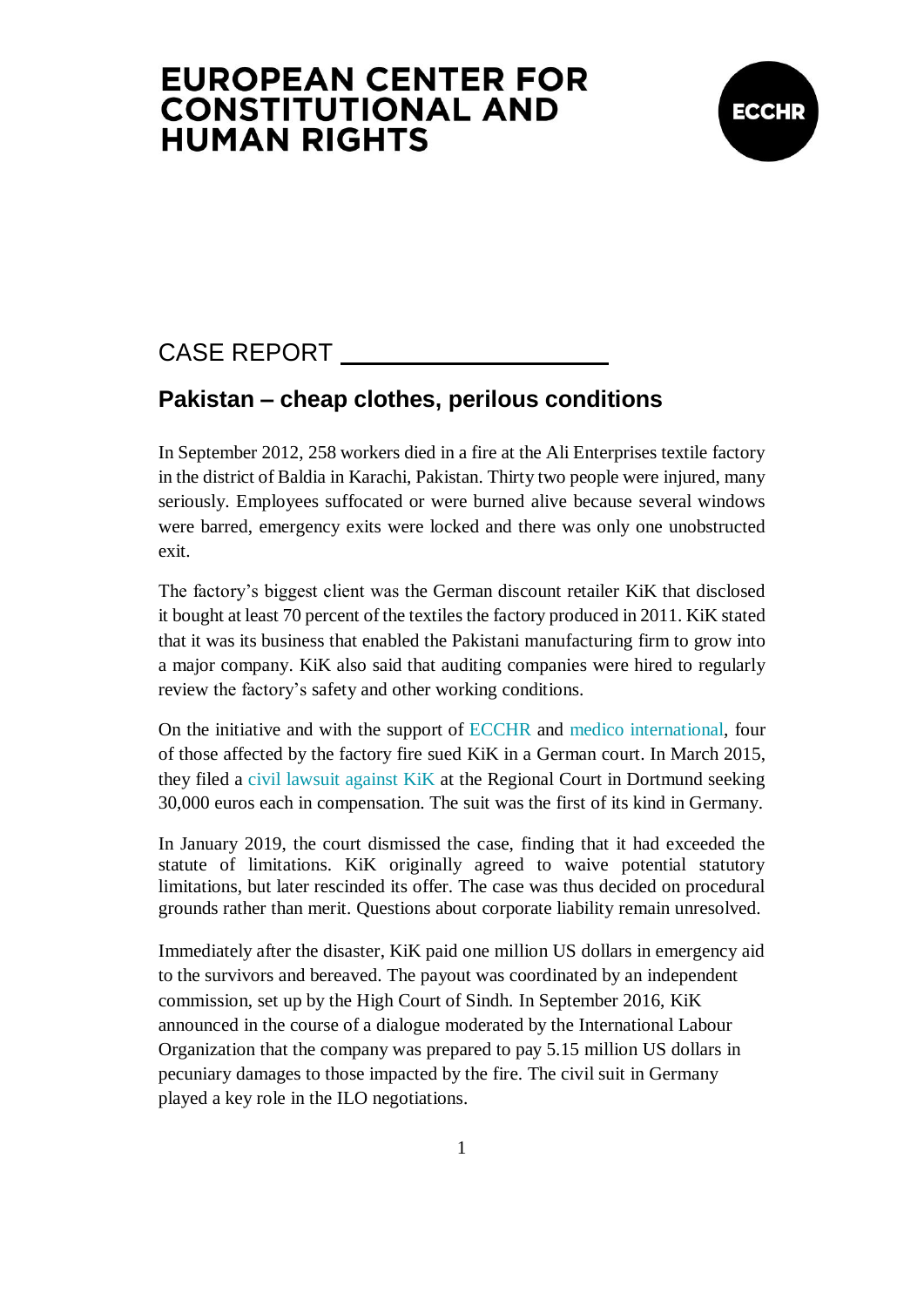# EUROPEAN CENTER FOR CONSTITUTIONAL AND HUMAN RIGHTS

ECCHR

CASE REPORT

## Pakistan – cheap clothes, perilous conditions

In September 2012, 258 workers died in a fire at the Ali Enterprises textile factory in the district of Baldia in Karachi, Pakistan. Thirty two people were injured, many seriously. Employees suffocated or were burned alive because several windows were barred, emergency exits were locked and there was only one unobstructed exit.

The factory's biggest client was the German discount retailer KiK that disclosed it bought at least 70 percent of the textiles the factory produced in 2011. KiK stated that it was its business that enabled the Pakistani manufacturing firm to grow into a major company. KiK also said that auditing companies were hired to regularly review the factory's safety and other working conditions.

On the initiative and with the support of ECCHR and medico international, four of those affected by the factory fire sued KiK in a German court. In March 2015, they filed a civil lawsuit against KiK at the Regional Court in Dortmund seeking 30,000 euros each in compensation. The suit was the first of its kind in Germany.

In January 2019, the court dismissed the case, finding that it had exceeded the statute of limitations. KiK originally agreed to waive potential statutory limitations, but later rescinded its offer. The case was thus decided on procedural grounds rather than merit. Questions about corporate liability remain unresolved.

Immediately after the disaster, KiK paid one million US dollars in emergency aid to the survivors and bereaved. The payout was coordinated by an independent commission, set up by the High Court of Sindh. In September 2016, KiK announced in the course of a dialogue moderated by the International Labour Organization that the company was prepared to pay 5.15 million US dollars in pecuniary damages to those impacted by the fire. The civil suit in Germany played a key role in the ILO negotiations.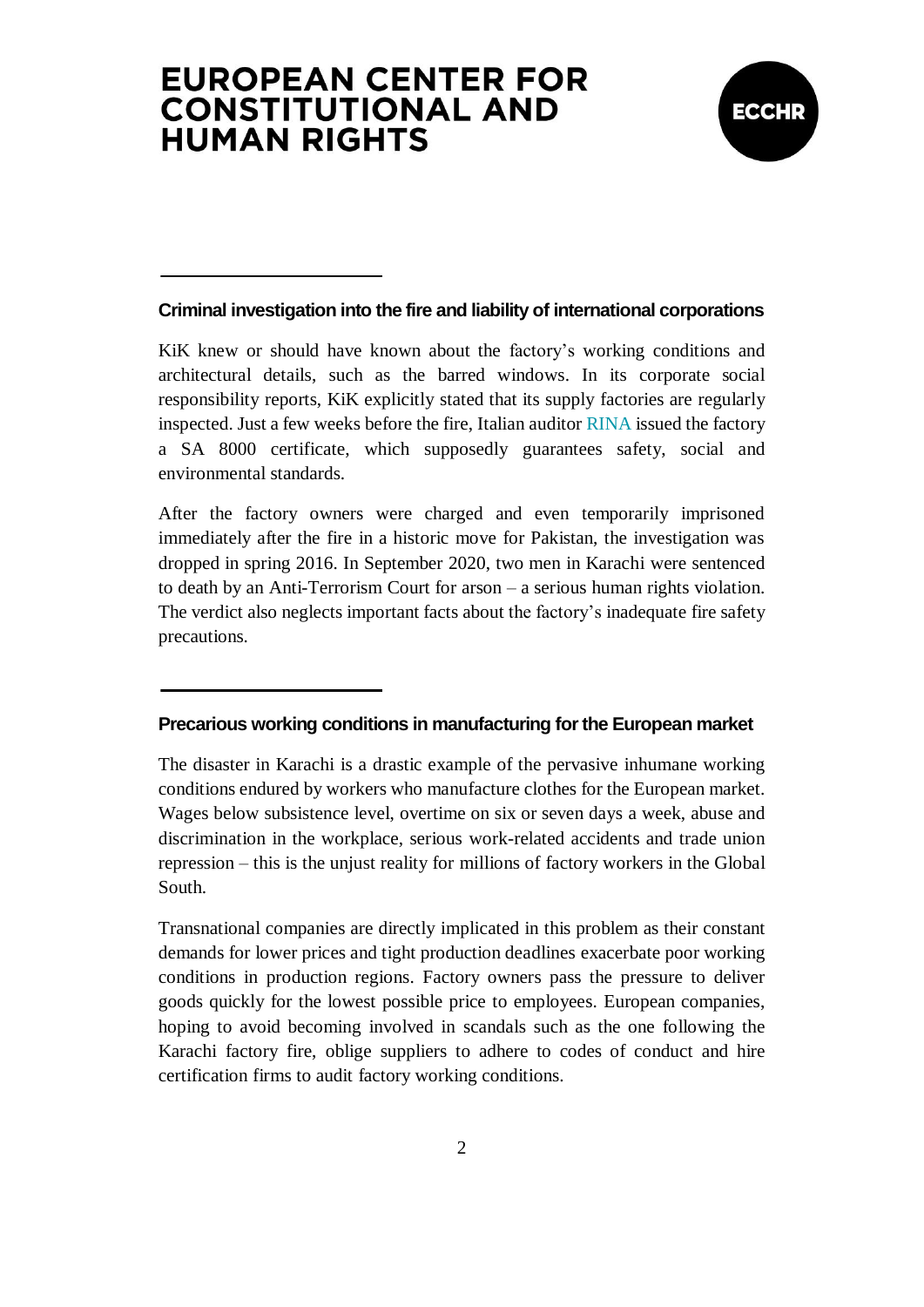## Criminal investigation into the fire and liability of international corporations

KiK knew or should have known about the factory's working conditions and architectural details, such as the barred windows. In its corporate social responsibility reports, KiK explicitly stated that its supply factories are regularly inspected. Just a few weeks before the fire, Italian auditor RINA issued the factory a SA 8000 certificate, which supposedly guarantees safety, social and environmental standards.

After the factory owners were charged and even temporarily imprisoned immediately after the fire in a historic move for Pakistan, the investigation was dropped in spring 2016. In September 2020, two men in Karachi were sentenced to death by an Anti-Terrorism Court for arson – a serious human rights violation. The verdict also neglects important facts about the factory's inadequate fire safety precautions.

## Precarious working conditions in manufacturing for the European market

The disaster in Karachi is a drastic example of the pervasive inhumane working conditions endured by workers who manufacture clothes for the European market. Wages below subsistence level, overtime on six or seven days a week, abuse and discrimination in the workplace, serious work-related accidents and trade union repression – this is the unjust reality for millions of factory workers in the Global South.

Transnational companies are directly implicated in this problem as their constant demands for lower prices and tight production deadlines exacerbate poor working conditions in production regions. Factory owners pass the pressure to deliver goods quickly for the lowest possible price to employees. European companies, hoping to avoid becoming involved in scandals such as the one following the Karachi factory fire, oblige suppliers to adhere to codes of conduct and hire certification firms to audit factory working conditions.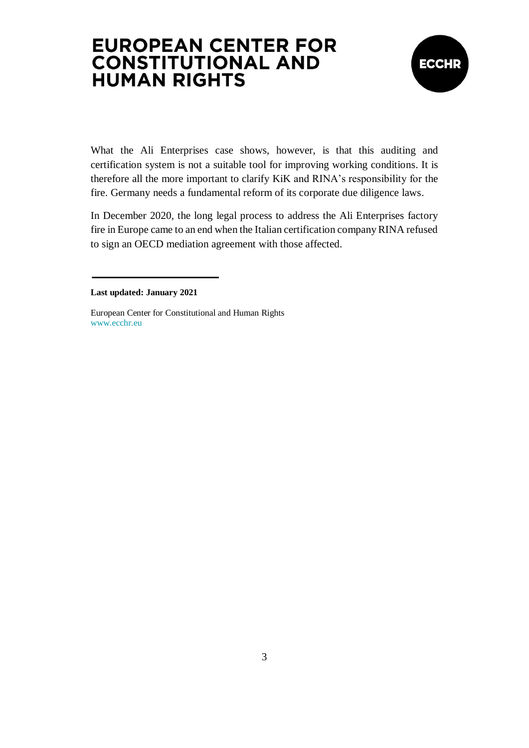What the Ali Enterprises case shows, however, is that this auditing and certification system is not a suitable tool for improving working conditions. It is therefore all the more important to clarify KiK and RINA's responsibility for the fire. Germany needs a fundamental reform of its corporate due diligence laws.

In December 2020, the long legal process to address the Ali Enterprises factory fire in Europe came to an end when the Italian certification company RINA refused to sign an OECD mediation agreement with those affected.

---

**Last updated: January 2021**

European Center for Constitutional and Human Rights
www.ecchr.eu